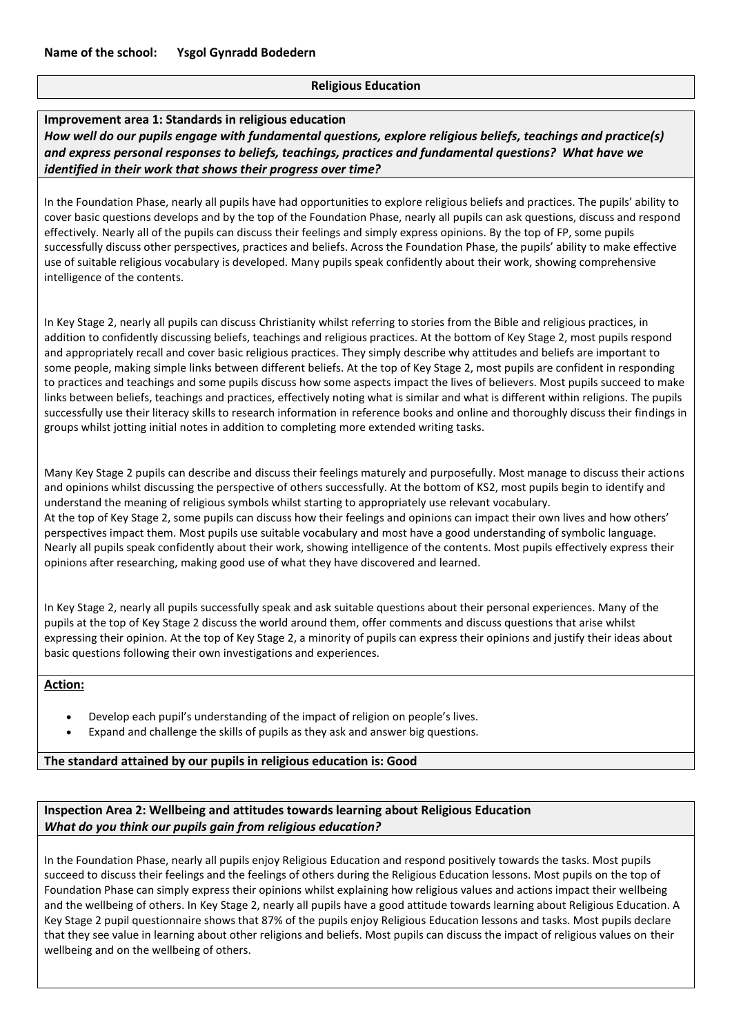**Name of the school:** **Ysgol Gynradd Bodedern**

## Religious Education

### Improvement area 1: Standards in religious education

***How well do our pupils engage with fundamental questions, explore religious beliefs, teachings and practice(s) and express personal responses to beliefs, teachings, practices and fundamental questions? What have we identified in their work that shows their progress over time?***

In the Foundation Phase, nearly all pupils have had opportunities to explore religious beliefs and practices. The pupils' ability to cover basic questions develops and by the top of the Foundation Phase, nearly all pupils can ask questions, discuss and respond effectively. Nearly all of the pupils can discuss their feelings and simply express opinions. By the top of FP, some pupils successfully discuss other perspectives, practices and beliefs. Across the Foundation Phase, the pupils' ability to make effective use of suitable religious vocabulary is developed. Many pupils speak confidently about their work, showing comprehensive intelligence of the contents.

In Key Stage 2, nearly all pupils can discuss Christianity whilst referring to stories from the Bible and religious practices, in addition to confidently discussing beliefs, teachings and religious practices. At the bottom of Key Stage 2, most pupils respond and appropriately recall and cover basic religious practices. They simply describe why attitudes and beliefs are important to some people, making simple links between different beliefs. At the top of Key Stage 2, most pupils are confident in responding to practices and teachings and some pupils discuss how some aspects impact the lives of believers. Most pupils succeed to make links between beliefs, teachings and practices, effectively noting what is similar and what is different within religions. The pupils successfully use their literacy skills to research information in reference books and online and thoroughly discuss their findings in groups whilst jotting initial notes in addition to completing more extended writing tasks.

Many Key Stage 2 pupils can describe and discuss their feelings maturely and purposefully. Most manage to discuss their actions and opinions whilst discussing the perspective of others successfully. At the bottom of KS2, most pupils begin to identify and understand the meaning of religious symbols whilst starting to appropriately use relevant vocabulary.
At the top of Key Stage 2, some pupils can discuss how their feelings and opinions can impact their own lives and how others' perspectives impact them. Most pupils use suitable vocabulary and most have a good understanding of symbolic language. Nearly all pupils speak confidently about their work, showing intelligence of the contents. Most pupils effectively express their opinions after researching, making good use of what they have discovered and learned.

In Key Stage 2, nearly all pupils successfully speak and ask suitable questions about their personal experiences. Many of the pupils at the top of Key Stage 2 discuss the world around them, offer comments and discuss questions that arise whilst expressing their opinion. At the top of Key Stage 2, a minority of pupils can express their opinions and justify their ideas about basic questions following their own investigations and experiences.

**Action:**

- Develop each pupil's understanding of the impact of religion on people's lives.
- Expand and challenge the skills of pupils as they ask and answer big questions.

**The standard attained by our pupils in religious education is: Good**

### Inspection Area 2: Wellbeing and attitudes towards learning about Religious Education

***What do you think our pupils gain from religious education?***

In the Foundation Phase, nearly all pupils enjoy Religious Education and respond positively towards the tasks. Most pupils succeed to discuss their feelings and the feelings of others during the Religious Education lessons. Most pupils on the top of Foundation Phase can simply express their opinions whilst explaining how religious values and actions impact their wellbeing and the wellbeing of others. In Key Stage 2, nearly all pupils have a good attitude towards learning about Religious Education. A Key Stage 2 pupil questionnaire shows that 87% of the pupils enjoy Religious Education lessons and tasks. Most pupils declare that they see value in learning about other religions and beliefs. Most pupils can discuss the impact of religious values on their wellbeing and on the wellbeing of others.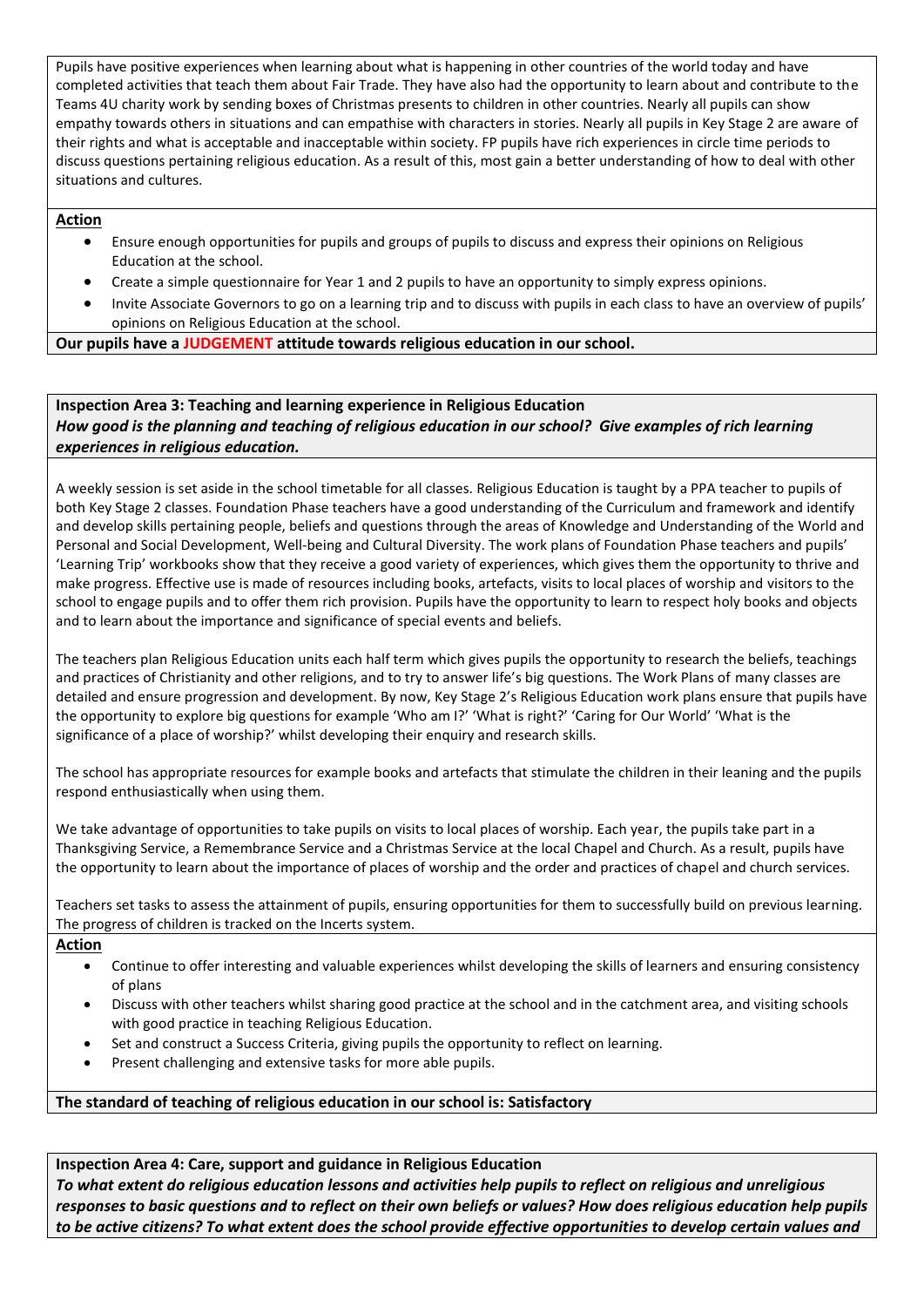Pupils have positive experiences when learning about what is happening in other countries of the world today and have completed activities that teach them about Fair Trade. They have also had the opportunity to learn about and contribute to the Teams 4U charity work by sending boxes of Christmas presents to children in other countries. Nearly all pupils can show empathy towards others in situations and can empathise with characters in stories. Nearly all pupils in Key Stage 2 are aware of their rights and what is acceptable and inacceptable within society. FP pupils have rich experiences in circle time periods to discuss questions pertaining religious education. As a result of this, most gain a better understanding of how to deal with other situations and cultures.

**Action**

- Ensure enough opportunities for pupils and groups of pupils to discuss and express their opinions on Religious Education at the school.
- Create a simple questionnaire for Year 1 and 2 pupils to have an opportunity to simply express opinions.
- Invite Associate Governors to go on a learning trip and to discuss with pupils in each class to have an overview of pupils' opinions on Religious Education at the school.

**Our pupils have a JUDGEMENT attitude towards religious education in our school.**

**Inspection Area 3: Teaching and learning experience in Religious Education**

***How good is the planning and teaching of religious education in our school? Give examples of rich learning experiences in religious education.***

A weekly session is set aside in the school timetable for all classes. Religious Education is taught by a PPA teacher to pupils of both Key Stage 2 classes. Foundation Phase teachers have a good understanding of the Curriculum and framework and identify and develop skills pertaining people, beliefs and questions through the areas of Knowledge and Understanding of the World and Personal and Social Development, Well-being and Cultural Diversity. The work plans of Foundation Phase teachers and pupils' 'Learning Trip' workbooks show that they receive a good variety of experiences, which gives them the opportunity to thrive and make progress. Effective use is made of resources including books, artefacts, visits to local places of worship and visitors to the school to engage pupils and to offer them rich provision. Pupils have the opportunity to learn to respect holy books and objects and to learn about the importance and significance of special events and beliefs.

The teachers plan Religious Education units each half term which gives pupils the opportunity to research the beliefs, teachings and practices of Christianity and other religions, and to try to answer life's big questions. The Work Plans of many classes are detailed and ensure progression and development. By now, Key Stage 2's Religious Education work plans ensure that pupils have the opportunity to explore big questions for example 'Who am I?' 'What is right?' 'Caring for Our World' 'What is the significance of a place of worship?' whilst developing their enquiry and research skills.

The school has appropriate resources for example books and artefacts that stimulate the children in their leaning and the pupils respond enthusiastically when using them.

We take advantage of opportunities to take pupils on visits to local places of worship. Each year, the pupils take part in a Thanksgiving Service, a Remembrance Service and a Christmas Service at the local Chapel and Church. As a result, pupils have the opportunity to learn about the importance of places of worship and the order and practices of chapel and church services.

Teachers set tasks to assess the attainment of pupils, ensuring opportunities for them to successfully build on previous learning. The progress of children is tracked on the Incerts system.

**Action**

- Continue to offer interesting and valuable experiences whilst developing the skills of learners and ensuring consistency of plans
- Discuss with other teachers whilst sharing good practice at the school and in the catchment area, and visiting schools with good practice in teaching Religious Education.
- Set and construct a Success Criteria, giving pupils the opportunity to reflect on learning.
- Present challenging and extensive tasks for more able pupils.

**The standard of teaching of religious education in our school is: Satisfactory**

**Inspection Area 4: Care, support and guidance in Religious Education**

***To what extent do religious education lessons and activities help pupils to reflect on religious and unreligious responses to basic questions and to reflect on their own beliefs or values? How does religious education help pupils to be active citizens? To what extent does the school provide effective opportunities to develop certain values and***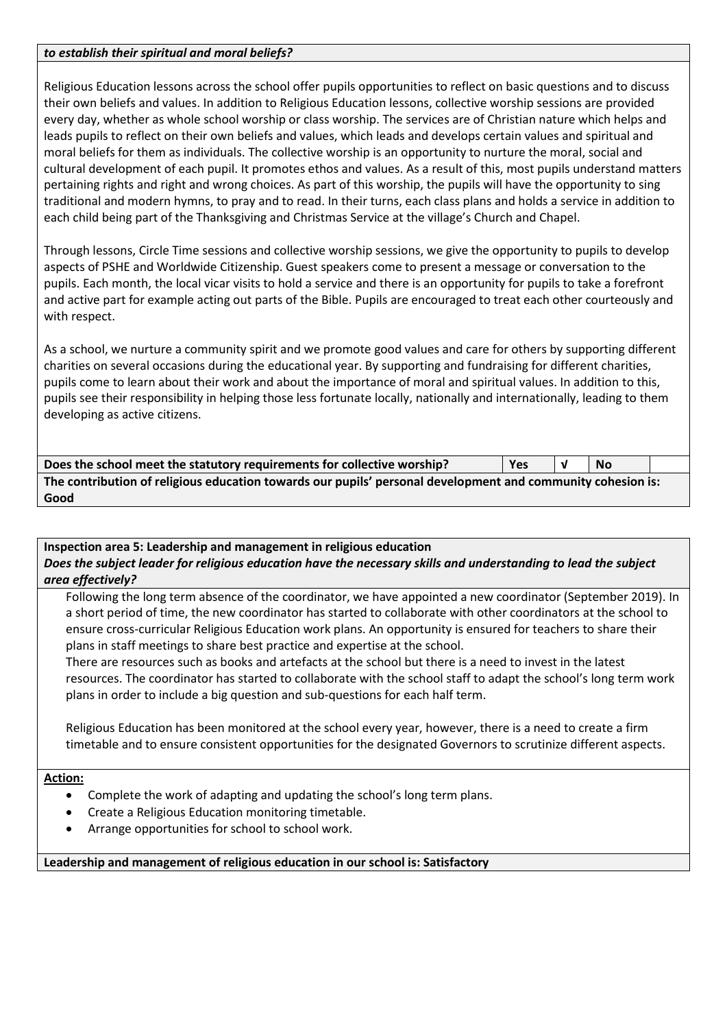***to establish their spiritual and moral beliefs?***

Religious Education lessons across the school offer pupils opportunities to reflect on basic questions and to discuss their own beliefs and values. In addition to Religious Education lessons, collective worship sessions are provided every day, whether as whole school worship or class worship. The services are of Christian nature which helps and leads pupils to reflect on their own beliefs and values, which leads and develops certain values and spiritual and moral beliefs for them as individuals. The collective worship is an opportunity to nurture the moral, social and cultural development of each pupil. It promotes ethos and values. As a result of this, most pupils understand matters pertaining rights and right and wrong choices. As part of this worship, the pupils will have the opportunity to sing traditional and modern hymns, to pray and to read. In their turns, each class plans and holds a service in addition to each child being part of the Thanksgiving and Christmas Service at the village's Church and Chapel.

Through lessons, Circle Time sessions and collective worship sessions, we give the opportunity to pupils to develop aspects of PSHE and Worldwide Citizenship. Guest speakers come to present a message or conversation to the pupils. Each month, the local vicar visits to hold a service and there is an opportunity for pupils to take a forefront and active part for example acting out parts of the Bible. Pupils are encouraged to treat each other courteously and with respect.

As a school, we nurture a community spirit and we promote good values and care for others by supporting different charities on several occasions during the educational year. By supporting and fundraising for different charities, pupils come to learn about their work and about the importance of moral and spiritual values. In addition to this, pupils see their responsibility in helping those less fortunate locally, nationally and internationally, leading to them developing as active citizens.

| **Does the school meet the statutory requirements for collective worship?** | **Yes** | √ | **No** | |
|---|---|---|---|---|

**The contribution of religious education towards our pupils' personal development and community cohesion is: Good**

**Inspection area 5: Leadership and management in religious education**

***Does the subject leader for religious education have the necessary skills and understanding to lead the subject area effectively?***

Following the long term absence of the coordinator, we have appointed a new coordinator (September 2019). In a short period of time, the new coordinator has started to collaborate with other coordinators at the school to ensure cross-curricular Religious Education work plans. An opportunity is ensured for teachers to share their plans in staff meetings to share best practice and expertise at the school.
There are resources such as books and artefacts at the school but there is a need to invest in the latest resources. The coordinator has started to collaborate with the school staff to adapt the school's long term work plans in order to include a big question and sub-questions for each half term.

Religious Education has been monitored at the school every year, however, there is a need to create a firm timetable and to ensure consistent opportunities for the designated Governors to scrutinize different aspects.

**Action:**

- Complete the work of adapting and updating the school's long term plans.
- Create a Religious Education monitoring timetable.
- Arrange opportunities for school to school work.

**Leadership and management of religious education in our school is: Satisfactory**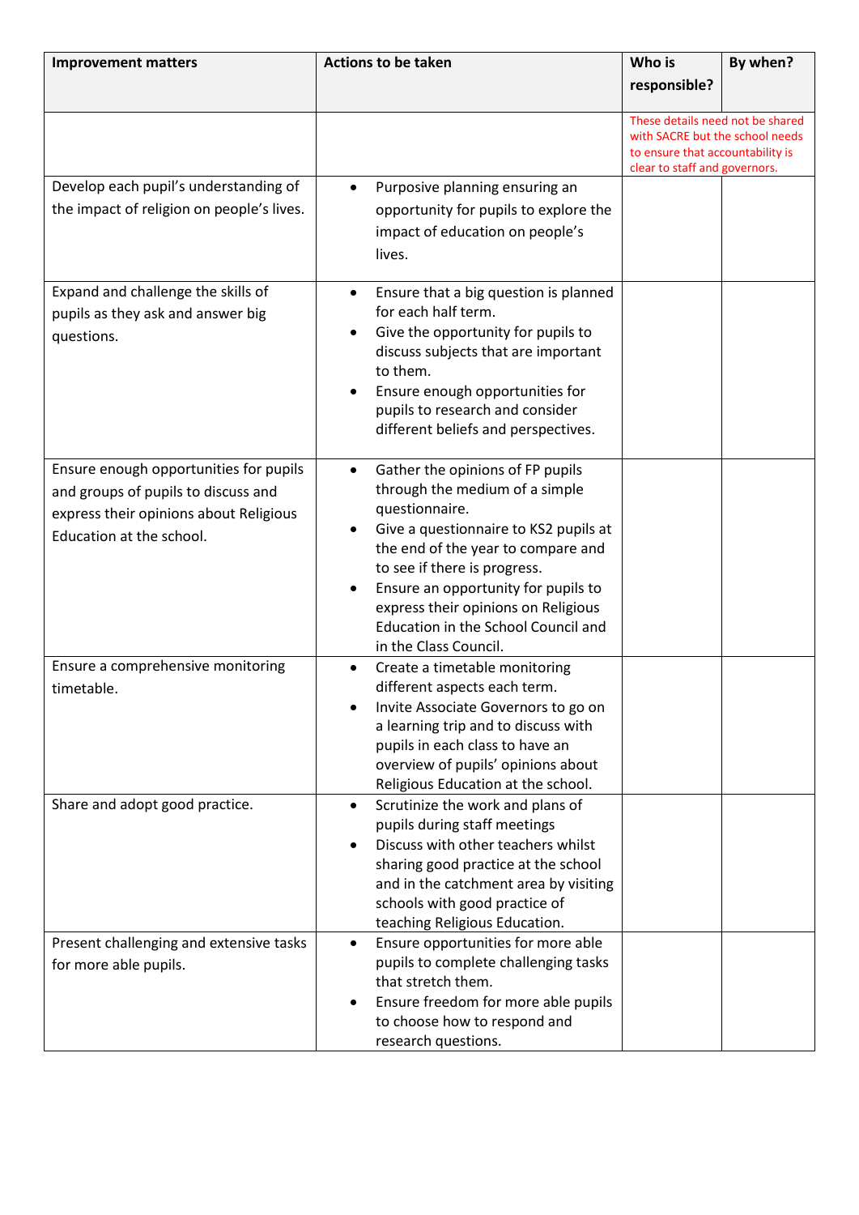| Improvement matters | Actions to be taken | Who is responsible? | By when? |
|---|---|---|---|
| | | These details need not be shared with SACRE but the school needs to ensure that accountability is clear to staff and governors. | |
| Develop each pupil's understanding of the impact of religion on people's lives. | • Purposive planning ensuring an opportunity for pupils to explore the impact of education on people's lives. | | |
| Expand and challenge the skills of pupils as they ask and answer big questions. | • Ensure that a big question is planned for each half term.<br>• Give the opportunity for pupils to discuss subjects that are important to them.<br>• Ensure enough opportunities for pupils to research and consider different beliefs and perspectives. | | |
| Ensure enough opportunities for pupils and groups of pupils to discuss and express their opinions about Religious Education at the school. | • Gather the opinions of FP pupils through the medium of a simple questionnaire.<br>• Give a questionnaire to KS2 pupils at the end of the year to compare and to see if there is progress.<br>• Ensure an opportunity for pupils to express their opinions on Religious Education in the School Council and in the Class Council. | | |
| Ensure a comprehensive monitoring timetable. | • Create a timetable monitoring different aspects each term.<br>• Invite Associate Governors to go on a learning trip and to discuss with pupils in each class to have an overview of pupils' opinions about Religious Education at the school. | | |
| Share and adopt good practice. | • Scrutinize the work and plans of pupils during staff meetings<br>• Discuss with other teachers whilst sharing good practice at the school and in the catchment area by visiting schools with good practice of teaching Religious Education. | | |
| Present challenging and extensive tasks for more able pupils. | • Ensure opportunities for more able pupils to complete challenging tasks that stretch them.<br>• Ensure freedom for more able pupils to choose how to respond and research questions. | | |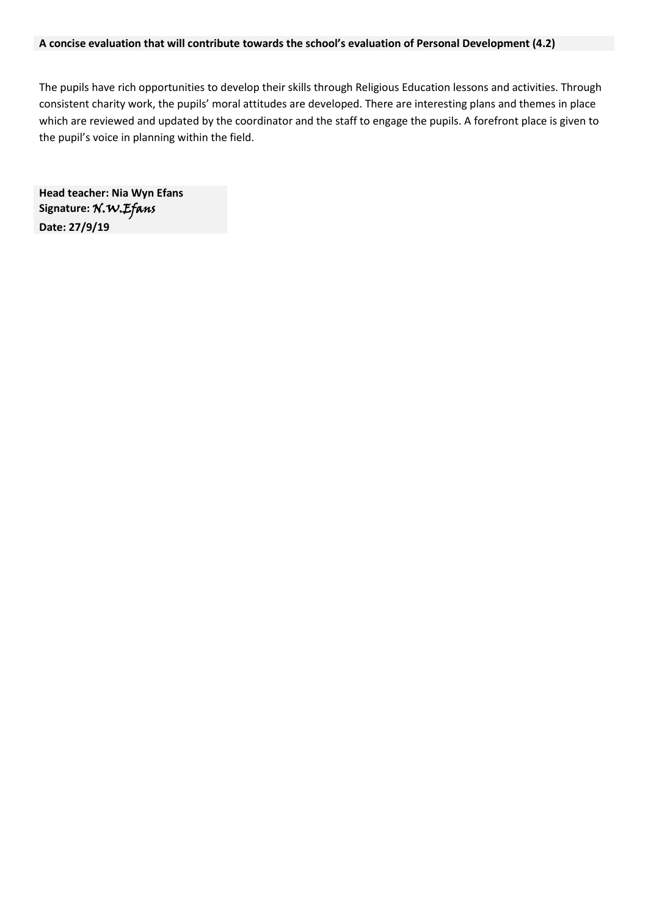**A concise evaluation that will contribute towards the school's evaluation of Personal Development (4.2)**

The pupils have rich opportunities to develop their skills through Religious Education lessons and activities. Through consistent charity work, the pupils' moral attitudes are developed. There are interesting plans and themes in place which are reviewed and updated by the coordinator and the staff to engage the pupils. A forefront place is given to the pupil's voice in planning within the field.

**Head teacher: Nia Wyn Efans**
**Signature:** *N.W.Efans*
**Date: 27/9/19**